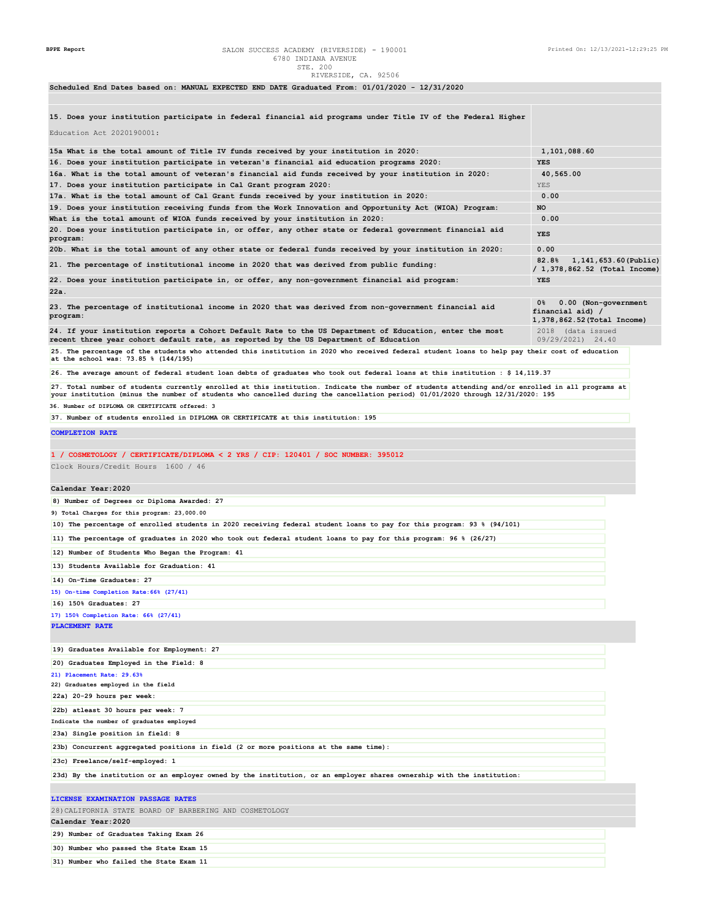BPPE Report

SALON SUCCESS ACADEMY (RIVERSIDE) - 190001
6780 INDIANA AVENUE
STE. 200
RIVERSIDE, CA. 92506

Printed On: 12/13/2021-12:29:25 PM

**Scheduled End Dates based on: MANUAL EXPECTED END DATE Graduated From: 01/01/2020 - 12/31/2020**

| | |
|---|---|
| **15. Does your institution participate in federal financial aid programs under Title IV of the Federal Higher** Education Act 2020190001: | |
| **15a What is the total amount of Title IV funds received by your institution in 2020:** | 1,101,088.60 |
| **16. Does your institution participate in veteran's financial aid education programs 2020:** | **YES** |
| **16a. What is the total amount of veteran's financial aid funds received by your institution in 2020:** | 40,565.00 |
| **17. Does your institution participate in Cal Grant program 2020:** | YES |
| **17a. What is the total amount of Cal Grant funds received by your institution in 2020:** | 0.00 |
| **19. Does your institution receiving funds from the Work Innovation and Opportunity Act (WIOA) Program:** | **NO** |
| **What is the total amount of WIOA funds received by your institution in 2020:** | 0.00 |
| **20. Does your institution participate in, or offer, any other state or federal government financial aid program:** | **YES** |
| **20b. What is the total amount of any other state or federal funds received by your institution in 2020:** | 0.00 |
| **21. The percentage of institutional income in 2020 that was derived from public funding:** | 82.8% 1,141,653.60(Public) / 1,378,862.52 (Total Income) |
| **22. Does your institution participate in, or offer, any non-government financial aid program:** | **YES** |
| **22a.** | |
| **23. The percentage of institutional income in 2020 that was derived from non-government financial aid program:** | 0% 0.00 (Non-government financial aid) / 1,378,862.52(Total Income) |
| **24. If your institution reports a Cohort Default Rate to the US Department of Education, enter the most recent three year cohort default rate, as reported by the US Department of Education** | 2018 (data issued 09/29/2021) 24.40 |

25. The percentage of the students who attended this institution in 2020 who received federal student loans to help pay their cost of education at the school was: 73.85 % (144/195)

26. The average amount of federal student loan debts of graduates who took out federal loans at this institution : $ 14,119.37

27. Total number of students currently enrolled at this institution. Indicate the number of students attending and/or enrolled in all programs at your institution (minus the number of students who cancelled during the cancellation period) 01/01/2020 through 12/31/2020: 195

36. Number of DIPLOMA OR CERTIFICATE offered: 3

37. Number of students enrolled in DIPLOMA OR CERTIFICATE at this institution: 195

## COMPLETION RATE

### 1 / COSMETOLOGY / CERTIFICATE/DIPLOMA < 2 YRS / CIP: 120401 / SOC NUMBER: 395012

Clock Hours/Credit Hours 1600 / 46

**Calendar Year:2020**

8) Number of Degrees or Diploma Awarded: 27

9) Total Charges for this program: 23,000.00

10) The percentage of enrolled students in 2020 receiving federal student loans to pay for this program: 93 % (94/101)

11) The percentage of graduates in 2020 who took out federal student loans to pay for this program: 96 % (26/27)

12) Number of Students Who Began the Program: 41

13) Students Available for Graduation: 41

14) On-Time Graduates: 27

15) On-time Completion Rate:66% (27/41)

16) 150% Graduates: 27

17) 150% Completion Rate: 66% (27/41)

## PLACEMENT RATE

19) Graduates Available for Employment: 27

20) Graduates Employed in the Field: 8

21) Placement Rate: 29.63%

22) Graduates employed in the field

22a) 20-29 hours per week:

22b) atleast 30 hours per week: 7

Indicate the number of graduates employed

23a) Single position in field: 8

23b) Concurrent aggregated positions in field (2 or more positions at the same time):

23c) Freelance/self-employed: 1

23d) By the institution or an employer owned by the institution, or an employer shares ownership with the institution:

## LICENSE EXAMINATION PASSAGE RATES

28)CALIFORNIA STATE BOARD OF BARBERING AND COSMETOLOGY

**Calendar Year:2020**

29) Number of Graduates Taking Exam 26

30) Number who passed the State Exam 15

31) Number who failed the State Exam 11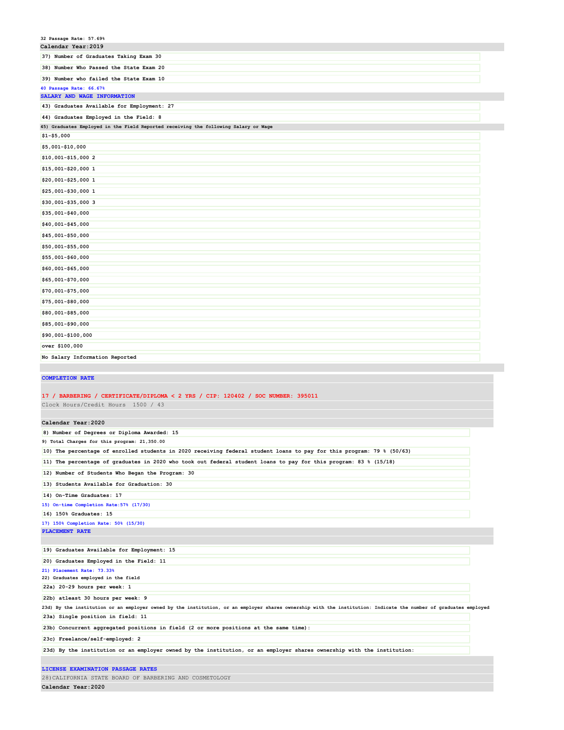32 Passage Rate: 57.69%

**Calendar Year:2019**

37) Number of Graduates Taking Exam 30

38) Number Who Passed the State Exam 20

39) Number who failed the State Exam 10

40 Passage Rate: 66.67%

**SALARY AND WAGE INFORMATION**

43) Graduates Available for Employment: 27

44) Graduates Employed in the Field: 8

45) Graduates Employed in the Field Reported receiving the following Salary or Wage

| Salary or Wage | Number |
|---|---|
| $1-$5,000 | |
| $5,001-$10,000 | |
| $10,001-$15,000 | 2 |
| $15,001-$20,000 | 1 |
| $20,001-$25,000 | 1 |
| $25,001-$30,000 | 1 |
| $30,001-$35,000 | 3 |
| $35,001-$40,000 | |
| $40,001-$45,000 | |
| $45,001-$50,000 | |
| $50,001-$55,000 | |
| $55,001-$60,000 | |
| $60,001-$65,000 | |
| $65,001-$70,000 | |
| $70,001-$75,000 | |
| $75,001-$80,000 | |
| $80,001-$85,000 | |
| $85,001-$90,000 | |
| $90,001-$100,000 | |
| over $100,000 | |
| No Salary Information Reported | |

**COMPLETION RATE**

**17 / BARBERING / CERTIFICATE/DIPLOMA < 2 YRS / CIP: 120402 / SOC NUMBER: 395011**

Clock Hours/Credit Hours 1500 / 43

**Calendar Year:2020**

8) Number of Degrees or Diploma Awarded: 15

9) Total Charges for this program: 21,350.00

10) The percentage of enrolled students in 2020 receiving federal student loans to pay for this program: 79 % (50/63)

11) The percentage of graduates in 2020 who took out federal student loans to pay for this program: 83 % (15/18)

12) Number of Students Who Began the Program: 30

13) Students Available for Graduation: 30

14) On-Time Graduates: 17

15) On-time Completion Rate:57% (17/30)

16) 150% Graduates: 15

17) 150% Completion Rate: 50% (15/30)

**PLACEMENT RATE**

19) Graduates Available for Employment: 15

20) Graduates Employed in the Field: 11

21) Placement Rate: 73.33%

22) Graduates employed in the field

22a) 20-29 hours per week: 1

22b) atleast 30 hours per week: 9

23d) By the institution or an employer owned by the institution, or an employer shares ownership with the institution: Indicate the number of graduates employed

23a) Single position in field: 11

23b) Concurrent aggregated positions in field (2 or more positions at the same time):

23c) Freelance/self-employed: 2

23d) By the institution or an employer owned by the institution, or an employer shares ownership with the institution:

**LICENSE EXAMINATION PASSAGE RATES**

28)CALIFORNIA STATE BOARD OF BARBERING AND COSMETOLOGY

**Calendar Year:2020**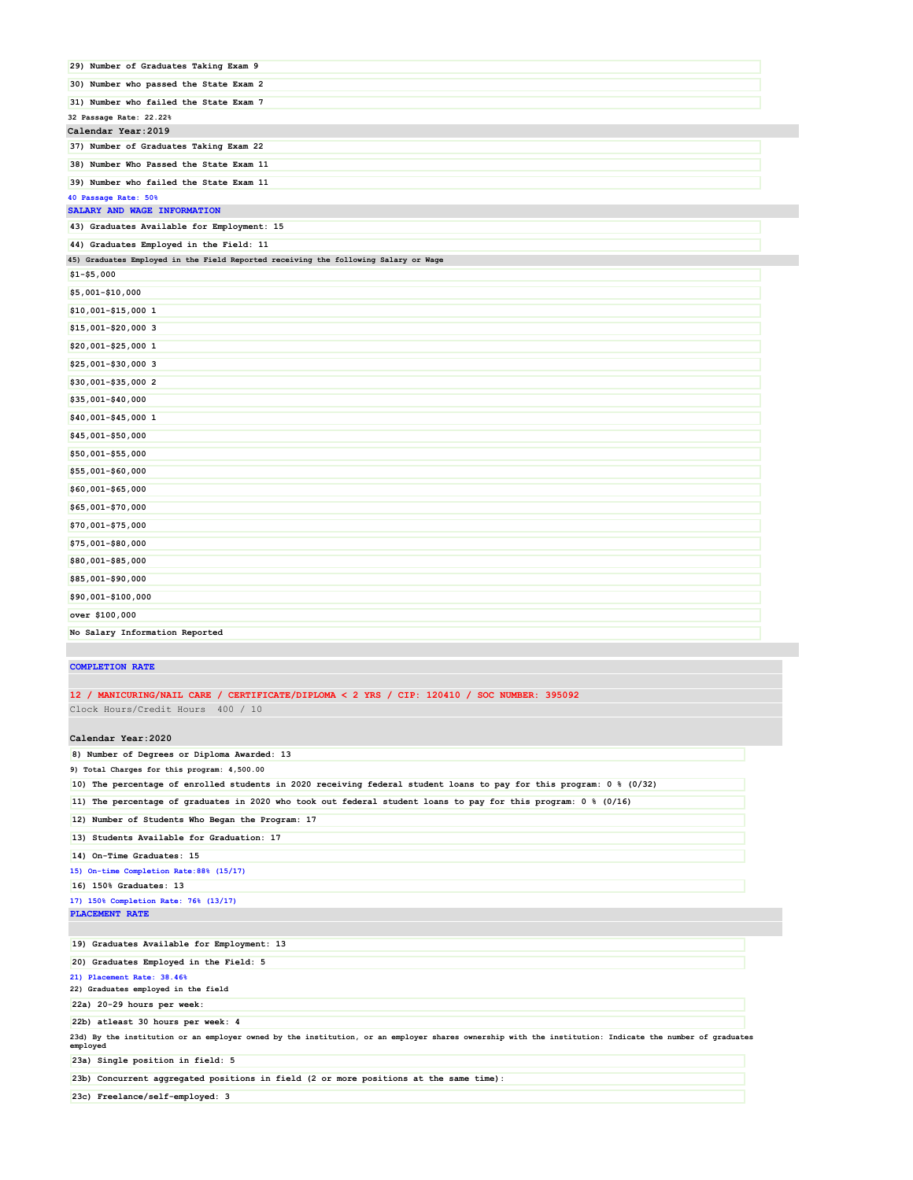29) Number of Graduates Taking Exam 9

30) Number who passed the State Exam 2

31) Number who failed the State Exam 7

32 Passage Rate: 22.22%

**Calendar Year:2019**

37) Number of Graduates Taking Exam 22

38) Number Who Passed the State Exam 11

39) Number who failed the State Exam 11

40 Passage Rate: 50%

**SALARY AND WAGE INFORMATION**

43) Graduates Available for Employment: 15

44) Graduates Employed in the Field: 11

45) Graduates Employed in the Field Reported receiving the following Salary or Wage

$1-$5,000

$5,001-$10,000

$10,001-$15,000 1

$15,001-$20,000 3

$20,001-$25,000 1

$25,001-$30,000 3

$30,001-$35,000 2

$35,001-$40,000

$40,001-$45,000 1

$45,001-$50,000

$50,001-$55,000

$55,001-$60,000

$60,001-$65,000

$65,001-$70,000

$70,001-$75,000

$75,001-$80,000

$80,001-$85,000

$85,001-$90,000

$90,001-$100,000

over $100,000

No Salary Information Reported

**COMPLETION RATE**

**12 / MANICURING/NAIL CARE / CERTIFICATE/DIPLOMA < 2 YRS / CIP: 120410 / SOC NUMBER: 395092**

Clock Hours/Credit Hours 400 / 10

**Calendar Year:2020**

8) Number of Degrees or Diploma Awarded: 13

9) Total Charges for this program: 4,500.00

10) The percentage of enrolled students in 2020 receiving federal student loans to pay for this program: 0 % (0/32)

11) The percentage of graduates in 2020 who took out federal student loans to pay for this program: 0 % (0/16)

12) Number of Students Who Began the Program: 17

13) Students Available for Graduation: 17

14) On-Time Graduates: 15

15) On-time Completion Rate:88% (15/17)

16) 150% Graduates: 13

17) 150% Completion Rate: 76% (13/17)

**PLACEMENT RATE**

19) Graduates Available for Employment: 13

20) Graduates Employed in the Field: 5

21) Placement Rate: 38.46%

22) Graduates employed in the field

22a) 20-29 hours per week:

22b) atleast 30 hours per week: 4

23d) By the institution or an employer owned by the institution, or an employer shares ownership with the institution: Indicate the number of graduates employed

23a) Single position in field: 5

23b) Concurrent aggregated positions in field (2 or more positions at the same time):

23c) Freelance/self-employed: 3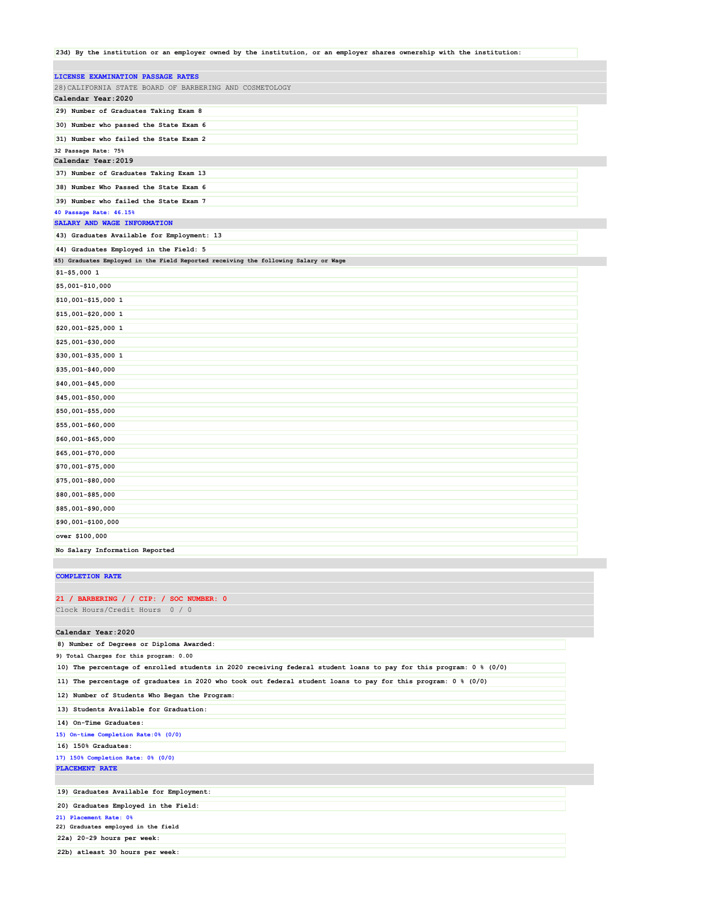23d) By the institution or an employer owned by the institution, or an employer shares ownership with the institution:

**LICENSE EXAMINATION PASSAGE RATES**

28) CALIFORNIA STATE BOARD OF BARBERING AND COSMETOLOGY

**Calendar Year:2020**

29) Number of Graduates Taking Exam 8

30) Number who passed the State Exam 6

31) Number who failed the State Exam 2

32 Passage Rate: 75%

**Calendar Year:2019**

37) Number of Graduates Taking Exam 13

38) Number Who Passed the State Exam 6

39) Number who failed the State Exam 7

40 Passage Rate: 46.15%

**SALARY AND WAGE INFORMATION**

43) Graduates Available for Employment: 13

44) Graduates Employed in the Field: 5

45) Graduates Employed in the Field Reported receiving the following Salary or Wage

$1-$5,000 1

$5,001-$10,000

$10,001-$15,000 1

$15,001-$20,000 1

$20,001-$25,000 1

$25,001-$30,000

$30,001-$35,000 1

$35,001-$40,000

$40,001-$45,000

$45,001-$50,000

$50,001-$55,000

$55,001-$60,000

$60,001-$65,000

$65,001-$70,000

$70,001-$75,000

$75,001-$80,000

$80,001-$85,000

$85,001-$90,000

$90,001-$100,000

over $100,000

No Salary Information Reported

**COMPLETION RATE**

**21 / BARBERING / / CIP: / SOC NUMBER: 0**

Clock Hours/Credit Hours 0 / 0

**Calendar Year:2020**

8) Number of Degrees or Diploma Awarded:

9) Total Charges for this program: 0.00

10) The percentage of enrolled students in 2020 receiving federal student loans to pay for this program: 0 % (0/0)

11) The percentage of graduates in 2020 who took out federal student loans to pay for this program: 0 % (0/0)

12) Number of Students Who Began the Program:

13) Students Available for Graduation:

14) On-Time Graduates:

15) On-time Completion Rate:0% (0/0)

16) 150% Graduates:

17) 150% Completion Rate: 0% (0/0)

**PLACEMENT RATE**

19) Graduates Available for Employment:

20) Graduates Employed in the Field:

21) Placement Rate: 0%

22) Graduates employed in the field

22a) 20-29 hours per week:

22b) atleast 30 hours per week: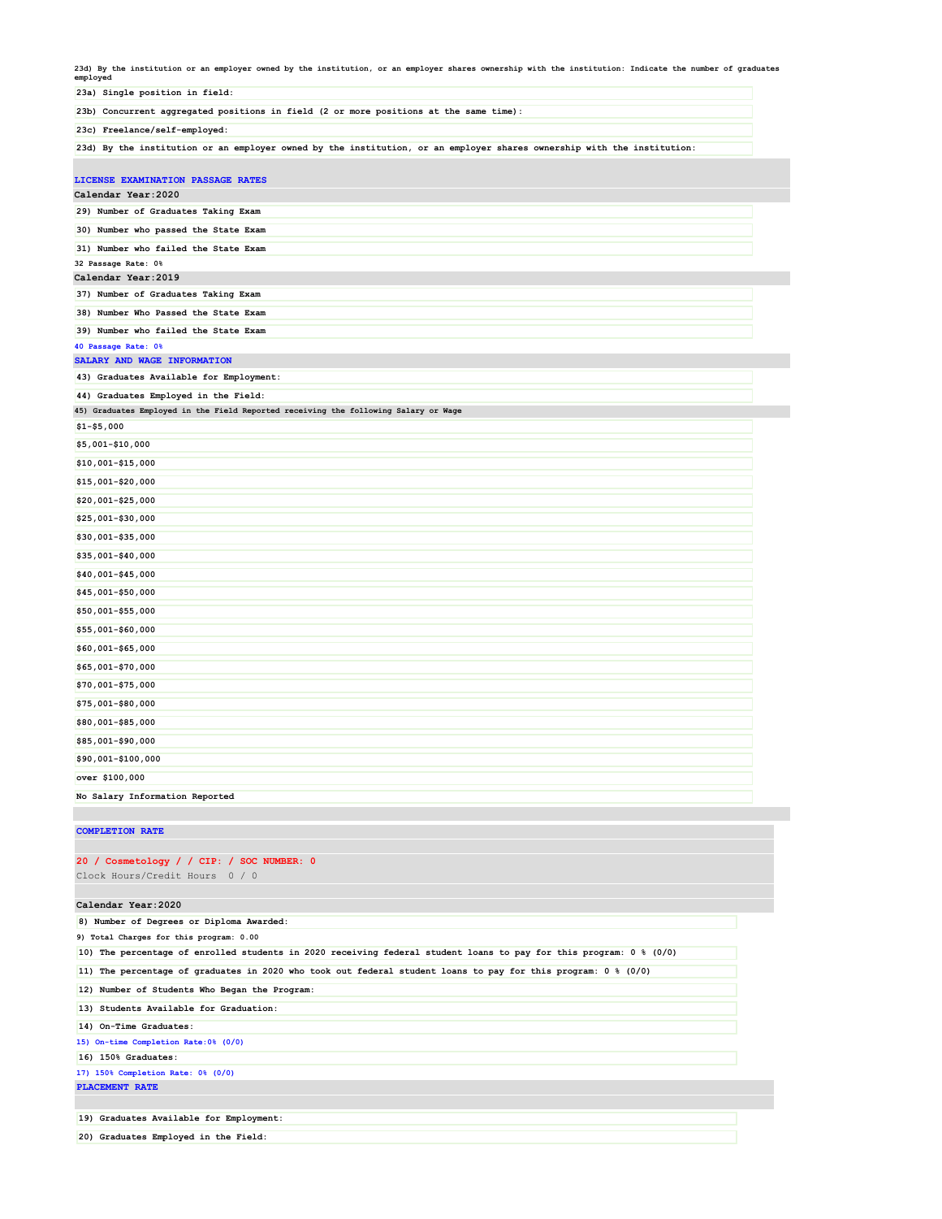23d) By the institution or an employer owned by the institution, or an employer shares ownership with the institution: Indicate the number of graduates employed

23a) Single position in field:

23b) Concurrent aggregated positions in field (2 or more positions at the same time):

23c) Freelance/self-employed:

23d) By the institution or an employer owned by the institution, or an employer shares ownership with the institution:

## LICENSE EXAMINATION PASSAGE RATES

**Calendar Year:2020**

29) Number of Graduates Taking Exam

30) Number who passed the State Exam

31) Number who failed the State Exam

32 Passage Rate: 0%

**Calendar Year:2019**

37) Number of Graduates Taking Exam

38) Number Who Passed the State Exam

39) Number who failed the State Exam

40 Passage Rate: 0%

## SALARY AND WAGE INFORMATION

43) Graduates Available for Employment:

44) Graduates Employed in the Field:

45) Graduates Employed in the Field Reported receiving the following Salary or Wage

$1-$5,000

$5,001-$10,000

$10,001-$15,000

$15,001-$20,000

$20,001-$25,000

$25,001-$30,000

$30,001-$35,000

$35,001-$40,000

$40,001-$45,000

$45,001-$50,000

$50,001-$55,000

$55,001-$60,000

$60,001-$65,000

$65,001-$70,000

$70,001-$75,000

$75,001-$80,000

$80,001-$85,000

$85,001-$90,000

$90,001-$100,000

over $100,000

No Salary Information Reported

## COMPLETION RATE

**20 / Cosmetology / / CIP: / SOC NUMBER: 0**

Clock Hours/Credit Hours 0 / 0

**Calendar Year:2020**

8) Number of Degrees or Diploma Awarded:

9) Total Charges for this program: 0.00

10) The percentage of enrolled students in 2020 receiving federal student loans to pay for this program: 0 % (0/0)

11) The percentage of graduates in 2020 who took out federal student loans to pay for this program: 0 % (0/0)

12) Number of Students Who Began the Program:

13) Students Available for Graduation:

14) On-Time Graduates:

15) On-time Completion Rate:0% (0/0)

16) 150% Graduates:

17) 150% Completion Rate: 0% (0/0)

## PLACEMENT RATE

19) Graduates Available for Employment:

20) Graduates Employed in the Field: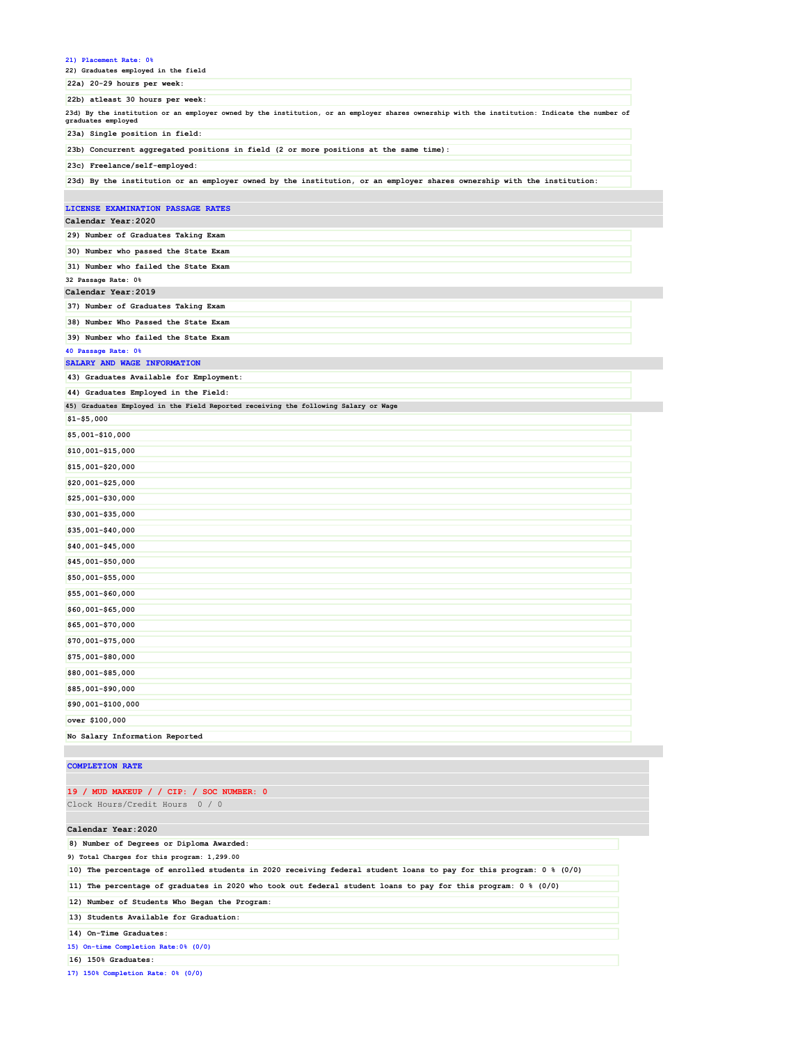21) Placement Rate: 0%

22) Graduates employed in the field

22a) 20-29 hours per week:

22b) atleast 30 hours per week:

23d) By the institution or an employer owned by the institution, or an employer shares ownership with the institution: Indicate the number of graduates employed

23a) Single position in field:

23b) Concurrent aggregated positions in field (2 or more positions at the same time):

23c) Freelance/self-employed:

23d) By the institution or an employer owned by the institution, or an employer shares ownership with the institution:

## LICENSE EXAMINATION PASSAGE RATES

**Calendar Year:2020**

29) Number of Graduates Taking Exam

30) Number who passed the State Exam

31) Number who failed the State Exam

32 Passage Rate: 0%

**Calendar Year:2019**

37) Number of Graduates Taking Exam

38) Number Who Passed the State Exam

39) Number who failed the State Exam

40 Passage Rate: 0%

## SALARY AND WAGE INFORMATION

43) Graduates Available for Employment:

44) Graduates Employed in the Field:

45) Graduates Employed in the Field Reported receiving the following Salary or Wage

$1-$5,000

$5,001-$10,000

$10,001-$15,000

$15,001-$20,000

$20,001-$25,000

$25,001-$30,000

$30,001-$35,000

$35,001-$40,000

$40,001-$45,000

$45,001-$50,000

$50,001-$55,000

$55,001-$60,000

$60,001-$65,000

$65,001-$70,000

$70,001-$75,000

$75,001-$80,000

$80,001-$85,000

$85,001-$90,000

$90,001-$100,000

over $100,000

No Salary Information Reported

## COMPLETION RATE

**19 / MUD MAKEUP / / CIP: / SOC NUMBER: 0**

Clock Hours/Credit Hours 0 / 0

**Calendar Year:2020**

8) Number of Degrees or Diploma Awarded:

9) Total Charges for this program: 1,299.00

10) The percentage of enrolled students in 2020 receiving federal student loans to pay for this program: 0 % (0/0)

11) The percentage of graduates in 2020 who took out federal student loans to pay for this program: 0 % (0/0)

12) Number of Students Who Began the Program:

13) Students Available for Graduation:

14) On-Time Graduates:

15) On-time Completion Rate:0% (0/0)

16) 150% Graduates:

17) 150% Completion Rate: 0% (0/0)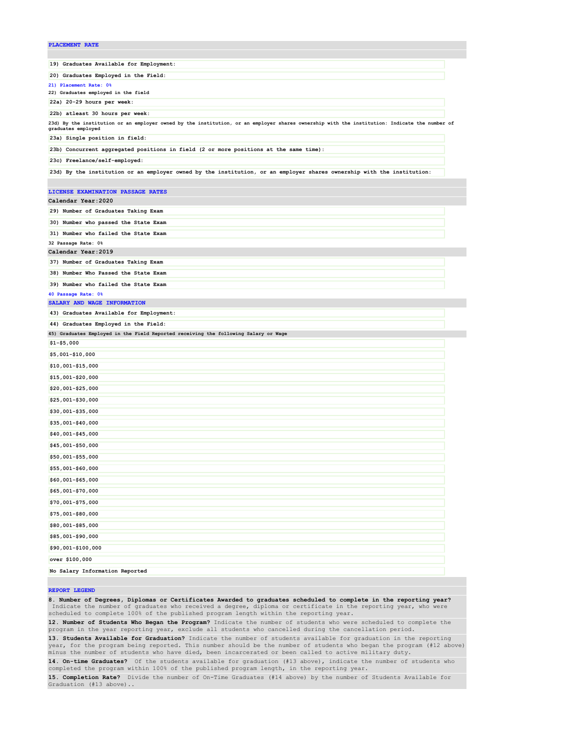## PLACEMENT RATE

| | |
|---|---|
| 19) Graduates Available for Employment: | |
| 20) Graduates Employed in the Field: | |

21) Placement Rate: 0%

22) Graduates employed in the field

| | |
|---|---|
| 22a) 20-29 hours per week: | |
| 22b) atleast 30 hours per week: | |

23d) By the institution or an employer owned by the institution, or an employer shares ownership with the institution: Indicate the number of graduates employed

| | |
|---|---|
| 23a) Single position in field: | |
| 23b) Concurrent aggregated positions in field (2 or more positions at the same time): | |
| 23c) Freelance/self-employed: | |
| 23d) By the institution or an employer owned by the institution, or an employer shares ownership with the institution: | |

## LICENSE EXAMINATION PASSAGE RATES

**Calendar Year:2020**

| | |
|---|---|
| 29) Number of Graduates Taking Exam | |
| 30) Number who passed the State Exam | |
| 31) Number who failed the State Exam | |

32 Passage Rate: 0%

**Calendar Year:2019**

| | |
|---|---|
| 37) Number of Graduates Taking Exam | |
| 38) Number Who Passed the State Exam | |
| 39) Number who failed the State Exam | |

40 Passage Rate: 0%

## SALARY AND WAGE INFORMATION

| | |
|---|---|
| 43) Graduates Available for Employment: | |
| 44) Graduates Employed in the Field: | |

45) Graduates Employed in the Field Reported receiving the following Salary or Wage

| | |
|---|---|
| $1-$5,000 | |
| $5,001-$10,000 | |
| $10,001-$15,000 | |
| $15,001-$20,000 | |
| $20,001-$25,000 | |
| $25,001-$30,000 | |
| $30,001-$35,000 | |
| $35,001-$40,000 | |
| $40,001-$45,000 | |
| $45,001-$50,000 | |
| $50,001-$55,000 | |
| $55,001-$60,000 | |
| $60,001-$65,000 | |
| $65,001-$70,000 | |
| $70,001-$75,000 | |
| $75,001-$80,000 | |
| $80,001-$85,000 | |
| $85,001-$90,000 | |
| $90,001-$100,000 | |
| over $100,000 | |
| No Salary Information Reported | |

## REPORT LEGEND

**8. Number of Degrees, Diplomas or Certificates Awarded to graduates scheduled to complete in the reporting year?** Indicate the number of graduates who received a degree, diploma or certificate in the reporting year, who were scheduled to complete 100% of the published program length within the reporting year.

**12. Number of Students Who Began the Program?** Indicate the number of students who were scheduled to complete the program in the year reporting year, exclude all students who cancelled during the cancellation period.

**13. Students Available for Graduation?** Indicate the number of students available for graduation in the reporting year, for the program being reported. This number should be the number of students who began the program (#12 above) minus the number of students who have died, been incarcerated or been called to active military duty.

**14. On-time Graduates?** Of the students available for graduation (#13 above), indicate the number of students who completed the program within 100% of the published program length, in the reporting year.

**15. Completion Rate?** Divide the number of On-Time Graduates (#14 above) by the number of Students Available for Graduation (#13 above)..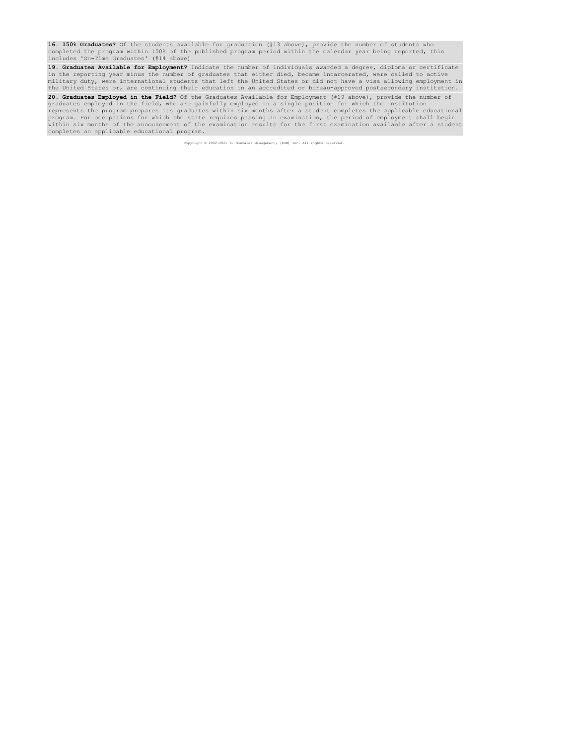**16. 150% Graduates?** Of the students available for graduation (#13 above), provide the number of students who completed the program within 150% of the published program period within the calendar year being reported, this includes 'On-Time Graduates' (#14 above)

**19. Graduates Available for Employment?** Indicate the number of individuals awarded a degree, diploma or certificate in the reporting year minus the number of graduates that either died, became incarcerated, were called to active military duty, were international students that left the United States or did not have a visa allowing employment in the United States or, are continuing their education in an accredited or bureau-approved postsecondary institution.

**20. Graduates Employed in the Field?** Of the Graduates Available for Employment (#19 above), provide the number of graduates employed in the field, who are gainfully employed in a single position for which the institution represents the program prepares its graduates within six months after a student completes the applicable educational program. For occupations for which the state requires passing an examination, the period of employment shall begin within six months of the announcement of the examination results for the first examination available after a student completes an applicable educational program.

Copyright © 2002-2021 R. Gonzalez Management, (RGM) Inc. All rights reserved.